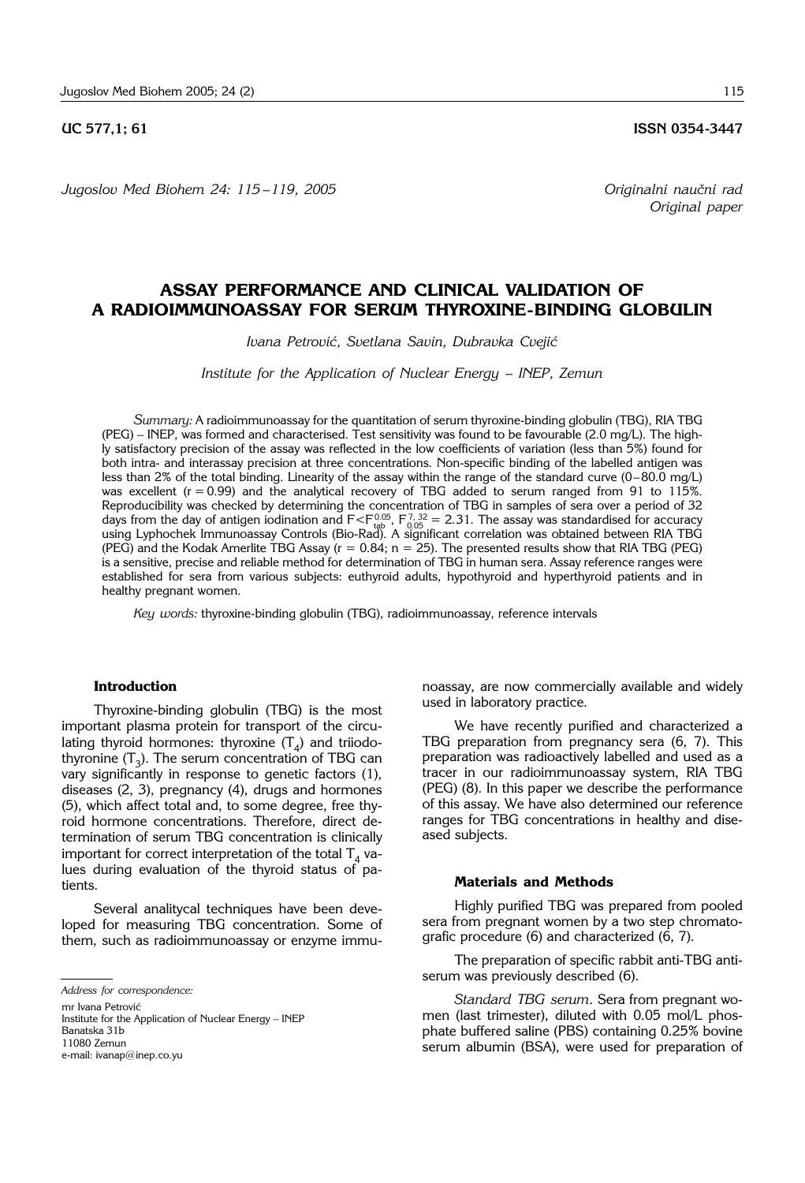UC 577,1; 61 ISSN 0354-3447

*Jugoslov Med Biohem 24: 115–119, 2005*

*Originalni naučni rad*
*Original paper*

# ASSAY PERFORMANCE AND CLINICAL VALIDATION OF A RADIOIMMUNOASSAY FOR SERUM THYROXINE-BINDING GLOBULIN

*Ivana Petrović, Svetlana Savin, Dubravka Cvejić*

*Institute for the Application of Nuclear Energy – INEP, Zemun*

*Summary:* A radioimmunoassay for the quantitation of serum thyroxine-binding globulin (TBG), RIA TBG (PEG) – INEP, was formed and characterised. Test sensitivity was found to be favourable (2.0 mg/L). The highly satisfactory precision of the assay was reflected in the low coefficients of variation (less than 5%) found for both intra- and interassay precision at three concentrations. Non-specific binding of the labelled antigen was less than 2% of the total binding. Linearity of the assay within the range of the standard curve (0–80.0 mg/L) was excellent (r = 0.99) and the analytical recovery of TBG added to serum ranged from 91 to 115%. Reproducibility was checked by determining the concentration of TBG in samples of sera over a period of 32 days from the day of antigen iodination and $F<F_{tab}^{0.05}$, $F_{0.05}^{7,32} = 2.31$. The assay was standardised for accuracy using Lyphochek Immunoassay Controls (Bio-Rad). A significant correlation was obtained between RIA TBG (PEG) and the Kodak Amerlite TBG Assay (r = 0.84; n = 25). The presented results show that RIA TBG (PEG) is a sensitive, precise and reliable method for determination of TBG in human sera. Assay reference ranges were established for sera from various subjects: euthyroid adults, hypothyroid and hyperthyroid patients and in healthy pregnant women.

*Key words:* thyroxine-binding globulin (TBG), radioimmunoassay, reference intervals

## Introduction

Thyroxine-binding globulin (TBG) is the most important plasma protein for transport of the circulating thyroid hormones: thyroxine ($T_4$) and triiodothyronine ($T_3$). The serum concentration of TBG can vary significantly in response to genetic factors (1), diseases (2, 3), pregnancy (4), drugs and hormones (5), which affect total and, to some degree, free thyroid hormone concentrations. Therefore, direct determination of serum TBG concentration is clinically important for correct interpretation of the total $T_4$ values during evaluation of the thyroid status of patients.

Several analitycal techniques have been developed for measuring TBG concentration. Some of them, such as radioimmunoassay or enzyme immunoassay, are now commercially available and widely used in laboratory practice.

We have recently purified and characterized a TBG preparation from pregnancy sera (6, 7). This preparation was radioactively labelled and used as a tracer in our radioimmunoassay system, RIA TBG (PEG) (8). In this paper we describe the performance of this assay. We have also determined our reference ranges for TBG concentrations in healthy and diseased subjects.

## Materials and Methods

Highly purified TBG was prepared from pooled sera from pregnant women by a two step chromatografic procedure (6) and characterized (6, 7).

The preparation of specific rabbit anti-TBG antiserum was previously described (6).

*Standard TBG serum*. Sera from pregnant women (last trimester), diluted with 0.05 mol/L phosphate buffered saline (PBS) containing 0.25% bovine serum albumin (BSA), were used for preparation of

---

*Address for correspondence:*

mr Ivana Petrović
Institute for the Application of Nuclear Energy – INEP
Banatska 31b
11080 Zemun
e-mail: ivanap@inep.co.yu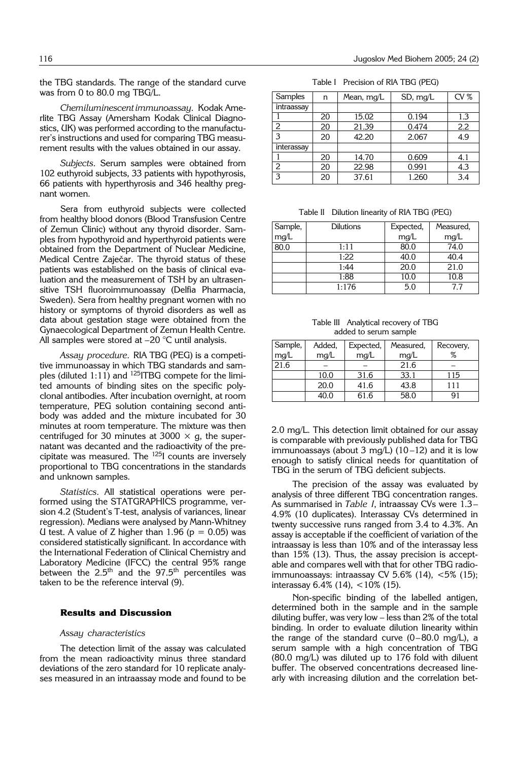the TBG standards. The range of the standard curve was from 0 to 80.0 mg TBG/L.

*Chemiluminescent immunoassay*. Kodak Amerlite TBG Assay (Amersham Kodak Clinical Diagnostics, UK) was performed according to the manufacturer's instructions and used for comparing TBG measurement results with the values obtained in our assay.

*Subjects*. Serum samples were obtained from 102 euthyroid subjects, 33 patients with hypothyrosis, 66 patients with hyperthyrosis and 346 healthy pregnant women.

Sera from euthyroid subjects were collected from healthy blood donors (Blood Transfusion Centre of Zemun Clinic) without any thyroid disorder. Samples from hypothyroid and hyperthyroid patients were obtained from the Department of Nuclear Medicine, Medical Centre Zaječar. The thyroid status of these patients was established on the basis of clinical evaluation and the measurement of TSH by an ultrasensitive TSH fluoroimmunoassay (Delfia Pharmacia, Sweden). Sera from healthy pregnant women with no history or symptoms of thyroid disorders as well as data about gestation stage were obtained from the Gynaecological Department of Zemun Health Centre. All samples were stored at –20 °C until analysis.

*Assay procedure*. RIA TBG (PEG) is a competitive immunoassay in which TBG standards and samples (diluted 1:11) and $^{125}$ITBG compete for the limited amounts of binding sites on the specific polyclonal antibodies. After incubation overnight, at room temperature, PEG solution containing second antibody was added and the mixture incubated for 30 minutes at room temperature. The mixture was then centrifuged for 30 minutes at 3000 × g, the supernatant was decanted and the radioactivity of the precipitate was measured. The $^{125}$I counts are inversely proportional to TBG concentrations in the standards and unknown samples.

*Statistics*. All statistical operations were performed using the STATGRAPHICS programme, version 4.2 (Student's T-test, analysis of variances, linear regression). Medians were analysed by Mann-Whitney U test. A value of Z higher than 1.96 ($p = 0.05$) was considered statistically significant. In accordance with the International Federation of Clinical Chemistry and Laboratory Medicine (IFCC) the central 95% range between the 2.5$^{th}$ and the 97.5$^{th}$ percentiles was taken to be the reference interval (9).

## Results and Discussion

### *Assay characteristics*

The detection limit of the assay was calculated from the mean radioactivity minus three standard deviations of the zero standard for 10 replicate analyses measured in an intraassay mode and found to be 2.0 mg/L. This detection limit obtained for our assay is comparable with previously published data for TBG immunoassays (about 3 mg/L) (10–12) and it is low enough to satisfy clinical needs for quantitation of TBG in the serum of TBG deficient subjects.

The precision of the assay was evaluated by analysis of three different TBG concentration ranges. As summarised in *Table I*, intraassay CVs were 1.3–4.9% (10 duplicates). Interassay CVs determined in twenty successive runs ranged from 3.4 to 4.3%. An assay is acceptable if the coefficient of variation of the intraassay is less than 10% and of the interassay less than 15% (13). Thus, the assay precision is acceptable and compares well with that for other TBG radioimmunoassays: intraassay CV 5.6% (14), <5% (15); interassay 6.4% (14), <10% (15).

Table I Precision of RIA TBG (PEG)

| Samples | n | Mean, mg/L | SD, mg/L | CV % |
|---|---|---|---|---|
| intraassay | | | | |
| 1 | 20 | 15.02 | 0.194 | 1.3 |
| 2 | 20 | 21.39 | 0.474 | 2.2 |
| 3 | 20 | 42.20 | 2.067 | 4.9 |
| interassay | | | | |
| 1 | 20 | 14.70 | 0.609 | 4.1 |
| 2 | 20 | 22.98 | 0.991 | 4.3 |
| 3 | 20 | 37.61 | 1.260 | 3.4 |

Table II Dilution linearity of RIA TBG (PEG)

| Sample, mg/L | Dilutions | Expected, mg/L | Measured, mg/L |
|---|---|---|---|
| 80.0 | 1:11 | 80.0 | 74.0 |
| | 1:22 | 40.0 | 40.4 |
| | 1:44 | 20.0 | 21.0 |
| | 1:88 | 10.0 | 10.8 |
| | 1:176 | 5.0 | 7.7 |

Table III Analytical recovery of TBG added to serum sample

| Sample, mg/L | Added, mg/L | Expected, mg/L | Measured, mg/L | Recovery, % |
|---|---|---|---|---|
| 21.6 | – | – | 21.6 | – |
| | 10.0 | 31.6 | 33.1 | 115 |
| | 20.0 | 41.6 | 43.8 | 111 |
| | 40.0 | 61.6 | 58.0 | 91 |

Non-specific binding of the labelled antigen, determined both in the sample and in the sample diluting buffer, was very low – less than 2% of the total binding. In order to evaluate dilution linearity within the range of the standard curve (0–80.0 mg/L), a serum sample with a high concentration of TBG (80.0 mg/L) was diluted up to 176 fold with diluent buffer. The observed concentrations decreased linearly with increasing dilution and the correlation bet-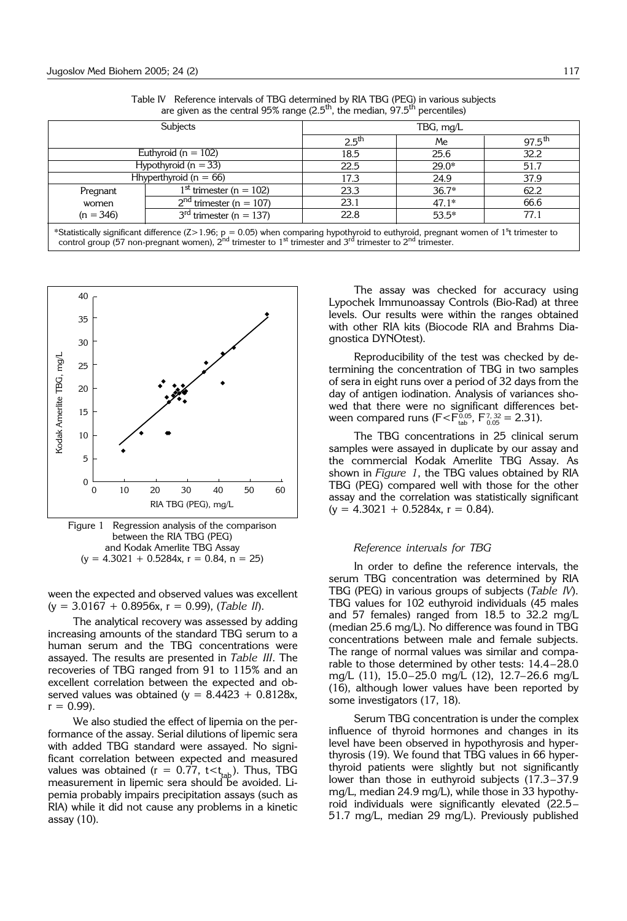Table IV Reference intervals of TBG determined by RIA TBG (PEG) in various subjects are given as the central 95% range (2.5[th], the median, 97.5[th] percentiles)

| Subjects | | TBG, mg/L | | |
|---|---|---|---|---|
| | | 2.5[th] | Me | 97.5[th] |
| Euthyroid (n = 102) | | 18.5 | 25.6 | 32.2 |
| Hypothyroid (n = 33) | | 22.5 | 29.0* | 51.7 |
| Hhyperthyroid (n = 66) | | 17.3 | 24.9 | 37.9 |
| Pregnant women (n = 346) | 1[st] trimester (n = 102) | 23.3 | 36.7* | 62.2 |
| | 2[nd] trimester (n = 107) | 23.1 | 47.1* | 66.6 |
| | 3[rd] trimester (n = 137) | 22.8 | 53.5* | 77.1 |

*Statistically significant difference ($Z > 1.96$; $p = 0.05$) when comparing hypothyroid to euthyroid, pregnant women of 1[s]t trimester to control group (57 non-pregnant women), 2[nd] trimester to 1[st] trimester and 3[rd] trimester to 2[nd] trimester.

Figure 1 Regression analysis of the comparison between the RIA TBG (PEG) and Kodak Amerlite TBG Assay ($y = 4.3021 + 0.5284x$, $r = 0.84$, $n = 25$)

ween the expected and observed values was excellent ($y = 3.0167 + 0.8956x$, $r = 0.99$), (*Table II*).

The analytical recovery was assessed by adding increasing amounts of the standard TBG serum to a human serum and the TBG concentrations were assayed. The results are presented in *Table III*. The recoveries of TBG ranged from 91 to 115% and an excellent correlation between the expected and observed values was obtained ($y = 8.4423 + 0.8128x$, $r = 0.99$).

We also studied the effect of lipemia on the performance of the assay. Serial dilutions of lipemic sera with added TBG standard were assayed. No significant correlation between expected and measured values was obtained ($r = 0.77$, $t < t_{tab}$). Thus, TBG measurement in lipemic sera should be avoided. Lipemia probably impairs precipitation assays (such as RIA) while it did not cause any problems in a kinetic assay (10).

The assay was checked for accuracy using Lypochek Immunoassay Controls (Bio-Rad) at three levels. Our results were within the ranges obtained with other RIA kits (Biocode RIA and Brahms Diagnostica DYNOtest).

Reproducibility of the test was checked by determining the concentration of TBG in two samples of sera in eight runs over a period of 32 days from the day of antigen iodination. Analysis of variances showed that there were no significant differences between compared runs ($F < F_{tab}^{0.05}$, $F_{0.05}^{7,32} = 2.31$).

The TBG concentrations in 25 clinical serum samples were assayed in duplicate by our assay and the commercial Kodak Amerlite TBG Assay. As shown in *Figure 1*, the TBG values obtained by RIA TBG (PEG) compared well with those for the other assay and the correlation was statistically significant ($y = 4.3021 + 0.5284x$, $r = 0.84$).

### *Reference intervals for TBG*

In order to define the reference intervals, the serum TBG concentration was determined by RIA TBG (PEG) in various groups of subjects (*Table IV*). TBG values for 102 euthyroid individuals (45 males and 57 females) ranged from 18.5 to 32.2 mg/L (median 25.6 mg/L). No difference was found in TBG concentrations between male and female subjects. The range of normal values was similar and comparable to those determined by other tests: 14.4–28.0 mg/L (11), 15.0–25.0 mg/L (12), 12.7–26.6 mg/L (16), although lower values have been reported by some investigators (17, 18).

Serum TBG concentration is under the complex influence of thyroid hormones and changes in its level have been observed in hypothyrosis and hyperthyrosis (19). We found that TBG values in 66 hyperthyroid patients were slightly but not significantly lower than those in euthyroid subjects (17.3–37.9 mg/L, median 24.9 mg/L), while those in 33 hypothyroid individuals were significantly elevated (22.5–51.7 mg/L, median 29 mg/L). Previously published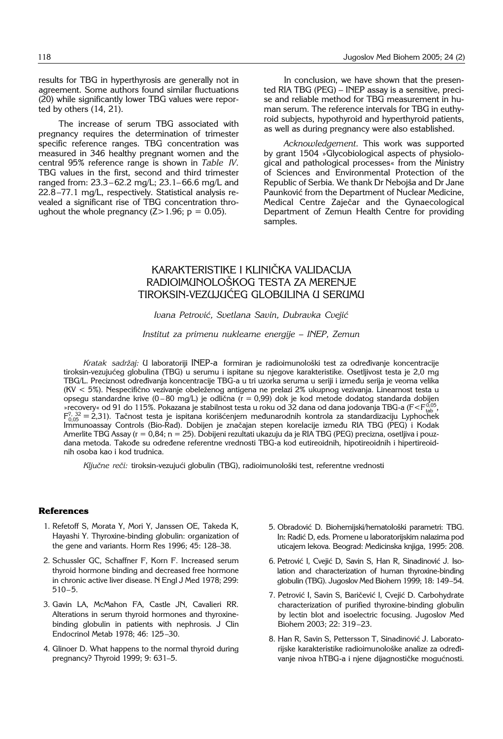results for TBG in hyperthyrosis are generally not in agreement. Some authors found similar fluctuations (20) while significantly lower TBG values were reported by others (14, 21).

The increase of serum TBG associated with pregnancy requires the determination of trimester specific reference ranges. TBG concentration was measured in 346 healthy pregnant women and the central 95% reference range is shown in *Table IV*. TBG values in the first, second and third trimester ranged from: 23.3–62.2 mg/L; 23.1–66.6 mg/L and 22.8–77.1 mg/L, respectively. Statistical analysis revealed a significant rise of TBG concentration throughout the whole pregnancy ($Z>1.96$; $p = 0.05$).

In conclusion, we have shown that the presented RIA TBG (PEG) – INEP assay is a sensitive, precise and reliable method for TBG measurement in human serum. The reference intervals for TBG in euthyroid subjects, hypothyroid and hyperthyroid patients, as well as during pregnancy were also established.

*Acknowledgement.* This work was supported by grant 1504 »Glycobiological aspects of physiological and pathological processes« from the Ministry of Sciences and Environmental Protection of the Republic of Serbia. We thank Dr Nebojša and Dr Jane Paunković from the Department of Nuclear Medicine, Medical Centre Zaječar and the Gynaecological Department of Zemun Health Centre for providing samples.

## KARAKTERISTIKE I KLINIČKA VALIDACIJA RADIOIMUNOLOŠKOG TESTA ZA MERENJE TIROKSIN-VEZUJUĆEG GLOBULINA U SERUMU

*Ivana Petrović, Svetlana Savin, Dubravka Cvejić*

*Institut za primenu nuklearne energije – INEP, Zemun*

*Kratak sadržaj:* U laboratoriji INEP-a formiran je radioimunološki test za određivanje koncentracije tiroksin-vezujućeg globulina (TBG) u serumu i ispitane su njegove karakteristike. Osetljivost testa je 2,0 mg TBG/L. Preciznost određivanja koncentracije TBG-a u tri uzorka seruma u seriji i između serija je veoma velika (KV < 5%). Nespecifično vezivanje obeleženog antigena ne prelazi 2% ukupnog vezivanja. Linearnost testa u opsegu standardne krive (0–80 mg/L) je odlična (r = 0,99) dok je kod metode dodatog standarda dobijen »recovery« od 91 do 115%. Pokazana je stabilnost testa u roku od 32 dana od dana jodovanja TBG-a ($F<F_{tab}^{0,05}$, $F_{0,05}^{7,32} = 2{,}31$). Tačnost testa je ispitana korišćenjem međunarodnih kontrola za standardizaciju Lyphochek Immunoassay Controls (Bio-Rad). Dobijen je značajan stepen korelacije između RIA TBG (PEG) i Kodak Amerlite TBG Assay (r = 0,84; n = 25). Dobijeni rezultati ukazuju da je RIA TBG (PEG) precizna, osetljiva i pouzdana metoda. Takođe su određene referentne vrednosti TBG-a kod eutireoidnih, hipotireoidnih i hipertireoidnih osoba kao i kod trudnica.

*Ključne reči:* tiroksin-vezujući globulin (TBG), radioimunološki test, referentne vrednosti

### References

1. Refetoff S, Morata Y, Mori Y, Janssen OE, Takeda K, Hayashi Y. Thyroxine-binding globulin: organization of the gene and variants. Horm Res 1996; 45: 128–38.
2. Schussler GC, Schaffner F, Korn F. Increased serum thyroid hormone binding and decreased free hormone in chronic active liver disease. N Engl J Med 1978; 299: 510–5.
3. Gavin LA, McMahon FA, Castle JN, Cavalieri RR. Alterations in serum thyroid hormones and thyroxine-binding globulin in patients with nephrosis. J Clin Endocrinol Metab 1978; 46: 125–30.
4. Glinoer D. What happens to the normal thyroid during pregnancy? Thyroid 1999; 9: 631–5.
5. Obradović D. Biohemijski/hematološki parametri: TBG. In: Radić D, eds. Promene u laboratorijskim nalazima pod uticajem lekova. Beograd: Medicinska knjiga, 1995: 208.
6. Petrović I, Cvejić D, Savin S, Han R, Sinadinović J. Isolation and characterization of human thyroxine-binding globulin (TBG). Jugoslov Med Biohem 1999; 18: 149–54.
7. Petrović I, Savin S, Baričević I, Cvejić D. Carbohydrate characterization of purified thyroxine-binding globulin by lectin blot and isoelectric focusing. Jugoslov Med Biohem 2003; 22: 319–23.
8. Han R, Savin S, Pettersson T, Sinadinović J. Laboratorijske karakteristike radioimunološke analize za određivanje nivoa hTBG-a i njene dijagnostičke mogućnosti.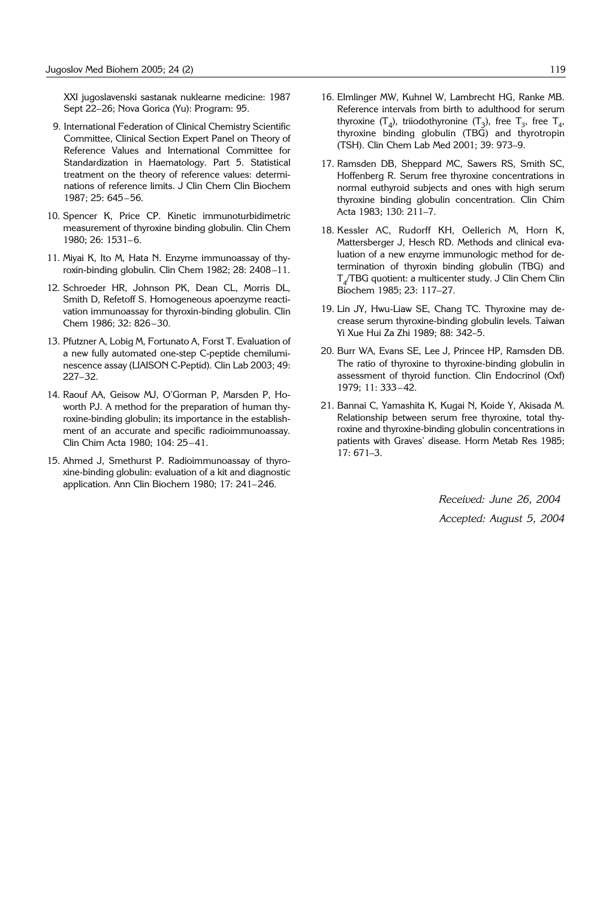XXI jugoslavenski sastanak nuklearne medicine: 1987 Sept 22–26; Nova Gorica (Yu): Program: 95.

9. International Federation of Clinical Chemistry Scientific Committee, Clinical Section Expert Panel on Theory of Reference Values and International Committee for Standardization in Haematology. Part 5. Statistical treatment on the theory of reference values: determinations of reference limits. J Clin Chem Clin Biochem 1987; 25: 645–56.

10. Spencer K, Price CP. Kinetic immunoturbidimetric measurement of thyroxine binding globulin. Clin Chem 1980; 26: 1531–6.

11. Miyai K, Ito M, Hata N. Enzyme immunoassay of thyroxin-binding globulin. Clin Chem 1982; 28: 2408–11.

12. Schroeder HR, Johnson PK, Dean CL, Morris DL, Smith D, Refetoff S. Homogeneous apoenzyme reactivation immunoassay for thyroxin-binding globulin. Clin Chem 1986; 32: 826–30.

13. Pfutzner A, Lobig M, Fortunato A, Forst T. Evaluation of a new fully automated one-step C-peptide chemiluminescence assay (LIAISON C-Peptid). Clin Lab 2003; 49: 227–32.

14. Raouf AA, Geisow MJ, O'Gorman P, Marsden P, Howorth PJ. A method for the preparation of human thyroxine-binding globulin; its importance in the establishment of an accurate and specific radioimmunoassay. Clin Chim Acta 1980; 104: 25–41.

15. Ahmed J, Smethurst P. Radioimmunoassay of thyroxine-binding globulin: evaluation of a kit and diagnostic application. Ann Clin Biochem 1980; 17: 241–246.

16. Elmlinger MW, Kuhnel W, Lambrecht HG, Ranke MB. Reference intervals from birth to adulthood for serum thyroxine ($T_4$), triiodothyronine ($T_3$), free $T_3$, free $T_4$, thyroxine binding globulin (TBG) and thyrotropin (TSH). Clin Chem Lab Med 2001; 39: 973–9.

17. Ramsden DB, Sheppard MC, Sawers RS, Smith SC, Hoffenberg R. Serum free thyroxine concentrations in normal euthyroid subjects and ones with high serum thyroxine binding globulin concentration. Clin Chim Acta 1983; 130: 211–7.

18. Kessler AC, Rudorff KH, Oellerich M, Horn K, Mattersberger J, Hesch RD. Methods and clinical evaluation of a new enzyme immunologic method for determination of thyroxin binding globulin (TBG) and $T_4$/TBG quotient: a multicenter study. J Clin Chem Clin Biochem 1985; 23: 117–27.

19. Lin JY, Hwu-Liaw SE, Chang TC. Thyroxine may decrease serum thyroxine-binding globulin levels. Taiwan Yi Xue Hui Za Zhi 1989; 88: 342–5.

20. Burr WA, Evans SE, Lee J, Princee HP, Ramsden DB. The ratio of thyroxine to thyroxine-binding globulin in assessment of thyroid function. Clin Endocrinol (Oxf) 1979; 11: 333–42.

21. Bannai C, Yamashita K, Kugai N, Koide Y, Akisada M. Relationship between serum free thyroxine, total thyroxine and thyroxine-binding globulin concentrations in patients with Graves' disease. Horm Metab Res 1985; 17: 671–3.

*Received: June 26, 2004*

*Accepted: August 5, 2004*